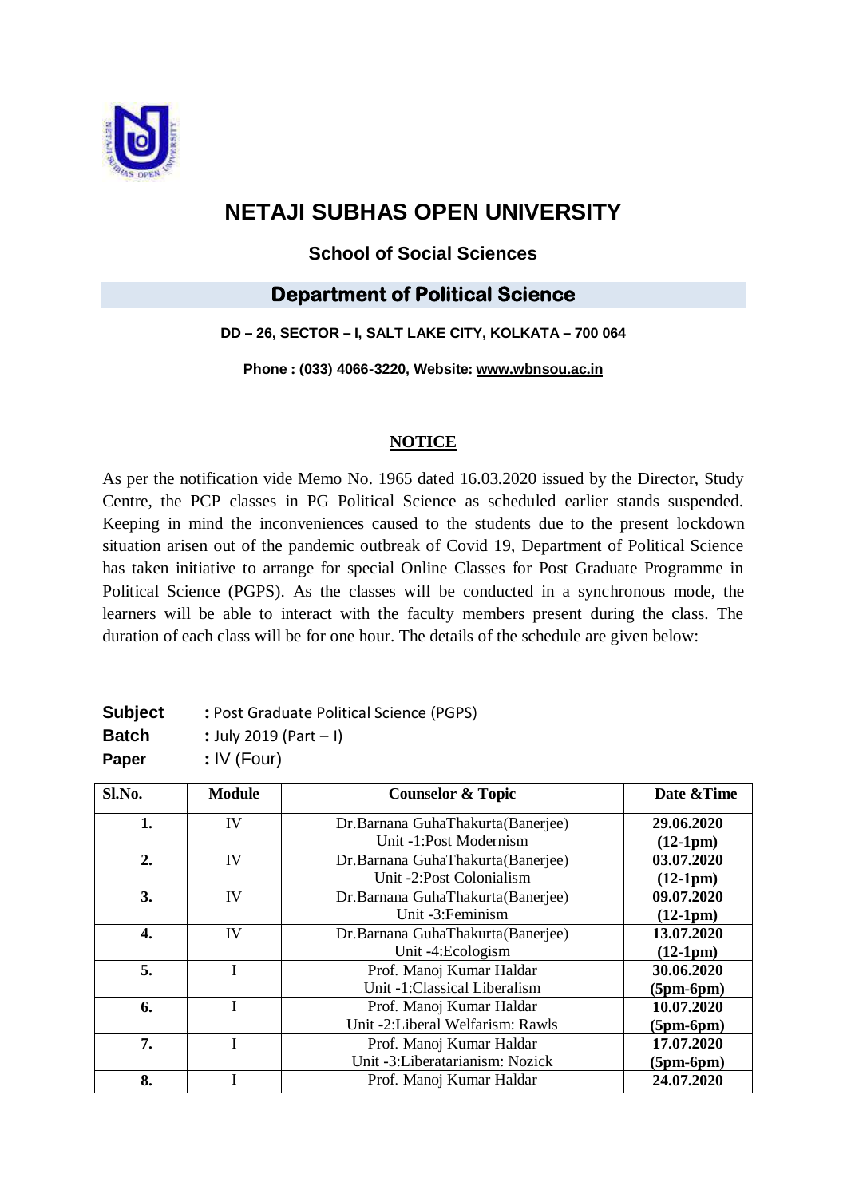# NETAJI SUBHAS OPEN UNIVERSITY

### School of Social Sciences

## Department of Political Science

**DD – 26, SECTOR – I, SALT LAKE CITY, KOLKATA – 700 064**

**Phone : (033) 4066-3220, Website: www.wbnsou.ac.in**

**NOTICE**

As per the notification vide Memo No. 1965 dated 16.03.2020 issued by the Director, Study Centre, the PCP classes in PG Political Science as scheduled earlier stands suspended. Keeping in mind the inconveniences caused to the students due to the present lockdown situation arisen out of the pandemic outbreak of Covid 19, Department of Political Science has taken initiative to arrange for special Online Classes for Post Graduate Programme in Political Science (PGPS). As the classes will be conducted in a synchronous mode, the learners will be able to interact with the faculty members present during the class. The duration of each class will be for one hour. The details of the schedule are given below:

**Subject** : Post Graduate Political Science (PGPS)
**Batch** : July 2019 (Part – I)
**Paper** : IV (Four)

| Sl.No. | Module | Counselor & Topic | Date &Time |
|---|---|---|---|
| **1.** | IV | Dr.Barnana GuhaThakurta(Banerjee)<br>Unit -1:Post Modernism | **29.06.2020<br>(12-1pm)** |
| **2.** | IV | Dr.Barnana GuhaThakurta(Banerjee)<br>Unit -2:Post Colonialism | **03.07.2020<br>(12-1pm)** |
| **3.** | IV | Dr.Barnana GuhaThakurta(Banerjee)<br>Unit -3:Feminism | **09.07.2020<br>(12-1pm)** |
| **4.** | IV | Dr.Barnana GuhaThakurta(Banerjee)<br>Unit -4:Ecologism | **13.07.2020<br>(12-1pm)** |
| **5.** | I | Prof. Manoj Kumar Haldar<br>Unit -1:Classical Liberalism | **30.06.2020<br>(5pm-6pm)** |
| **6.** | I | Prof. Manoj Kumar Haldar<br>Unit -2:Liberal Welfarism: Rawls | **10.07.2020<br>(5pm-6pm)** |
| **7.** | I | Prof. Manoj Kumar Haldar<br>Unit -3:Liberatarianism: Nozick | **17.07.2020<br>(5pm-6pm)** |
| **8.** | I | Prof. Manoj Kumar Haldar | **24.07.2020** |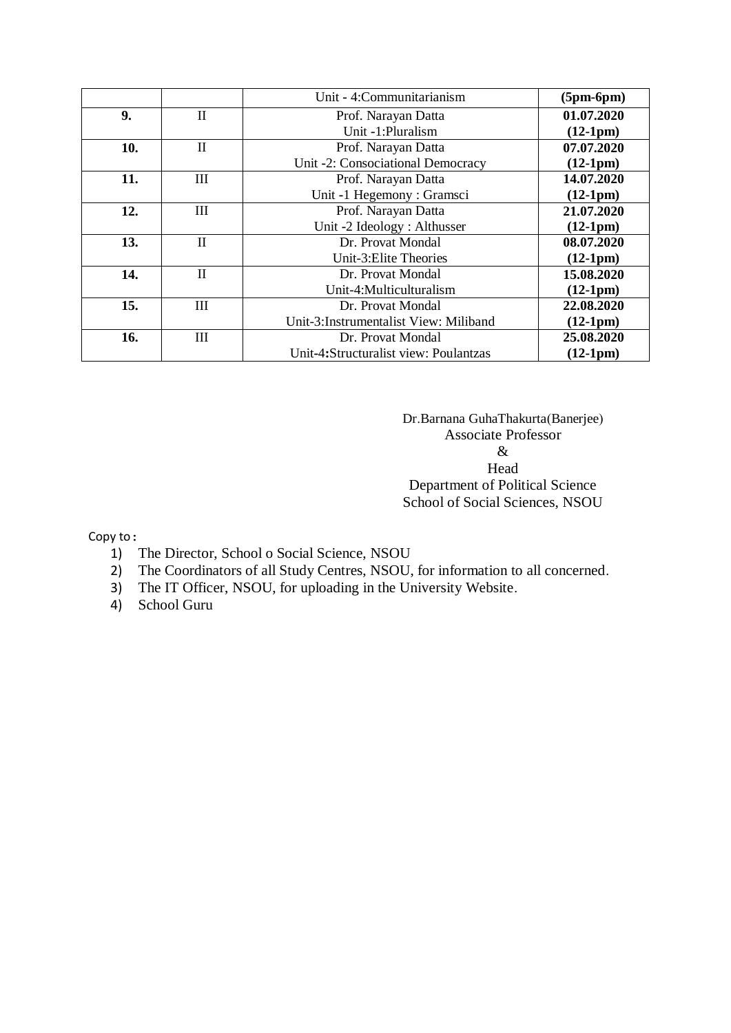| | | | |
|---|---|---|---|
| | | Unit - 4:Communitarianism | **(5pm-6pm)** |
| **9.** | II | Prof. Narayan Datta<br>Unit -1:Pluralism | **01.07.2020**<br>**(12-1pm)** |
| **10.** | II | Prof. Narayan Datta<br>Unit -2: Consociational Democracy | **07.07.2020**<br>**(12-1pm)** |
| **11.** | III | Prof. Narayan Datta<br>Unit -1 Hegemony : Gramsci | **14.07.2020**<br>**(12-1pm)** |
| **12.** | III | Prof. Narayan Datta<br>Unit -2 Ideology : Althusser | **21.07.2020**<br>**(12-1pm)** |
| **13.** | II | Dr. Provat Mondal<br>Unit-3:Elite Theories | **08.07.2020**<br>**(12-1pm)** |
| **14.** | II | Dr. Provat Mondal<br>Unit-4:Multiculturalism | **15.08.2020**<br>**(12-1pm)** |
| **15.** | III | Dr. Provat Mondal<br>Unit-3:Instrumentalist View: Miliband | **22.08.2020**<br>**(12-1pm)** |
| **16.** | III | Dr. Provat Mondal<br>Unit-4:Structuralist view: Poulantzas | **25.08.2020**<br>**(12-1pm)** |

Dr.Barnana GuhaThakurta(Banerjee)
Associate Professor
&
Head
Department of Political Science
School of Social Sciences, NSOU

Copy to :

1) The Director, School o Social Science, NSOU
2) The Coordinators of all Study Centres, NSOU, for information to all concerned.
3) The IT Officer, NSOU, for uploading in the University Website.
4) School Guru